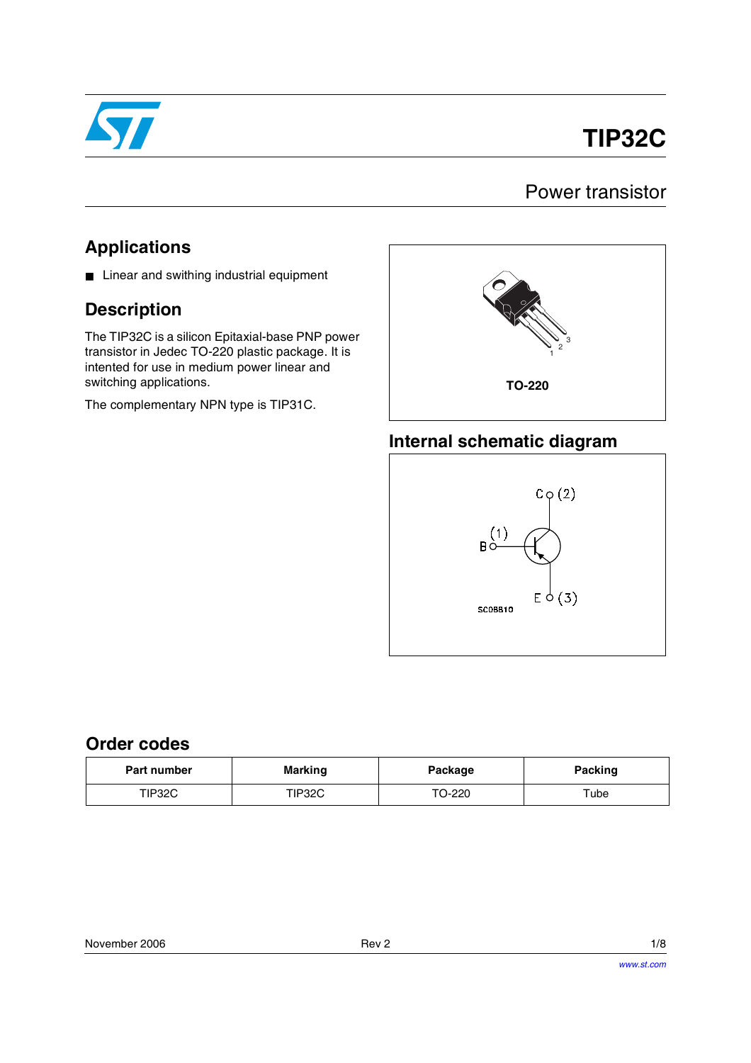# TIP32C

## Power transistor

## Applications

- Linear and swithing industrial equipment

## Description

The TIP32C is a silicon Epitaxial-base PNP power transistor in Jedec TO-220 plastic package. It is intented for use in medium power linear and switching applications.

The complementary NPN type is TIP31C.

TO-220

## Internal schematic diagram

## Order codes

| Part number | Marking | Package | Packing |
| --- | --- | --- | --- |
| TIP32C | TIP32C | TO-220 | Tube |

November 2006 Rev 2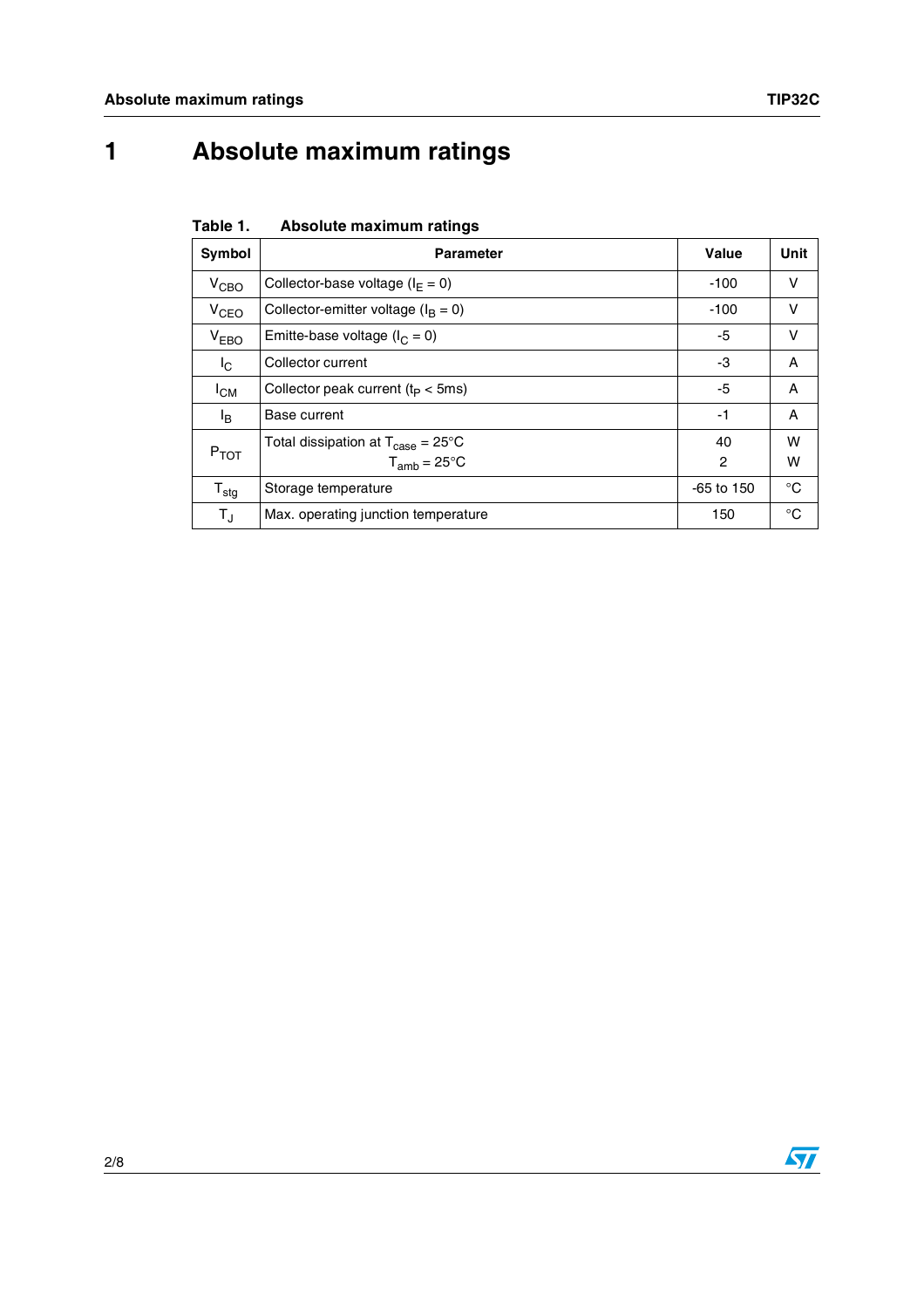# 1 Absolute maximum ratings

Table 1. Absolute maximum ratings

| Symbol | Parameter | Value | Unit |
|---|---|---|---|
| $V_{CBO}$ | Collector-base voltage ($I_E = 0$) | -100 | V |
| $V_{CEO}$ | Collector-emitter voltage ($I_B = 0$) | -100 | V |
| $V_{EBO}$ | Emitte-base voltage ($I_C = 0$) | -5 | V |
| $I_C$ | Collector current | -3 | A |
| $I_{CM}$ | Collector peak current ($t_P < 5ms$) | -5 | A |
| $I_B$ | Base current | -1 | A |
| $P_{TOT}$ | Total dissipation at $T_{case} = 25°C$<br>$T_{amb} = 25°C$ | 40<br>2 | W<br>W |
| $T_{stg}$ | Storage temperature | -65 to 150 | °C |
| $T_J$ | Max. operating junction temperature | 150 | °C |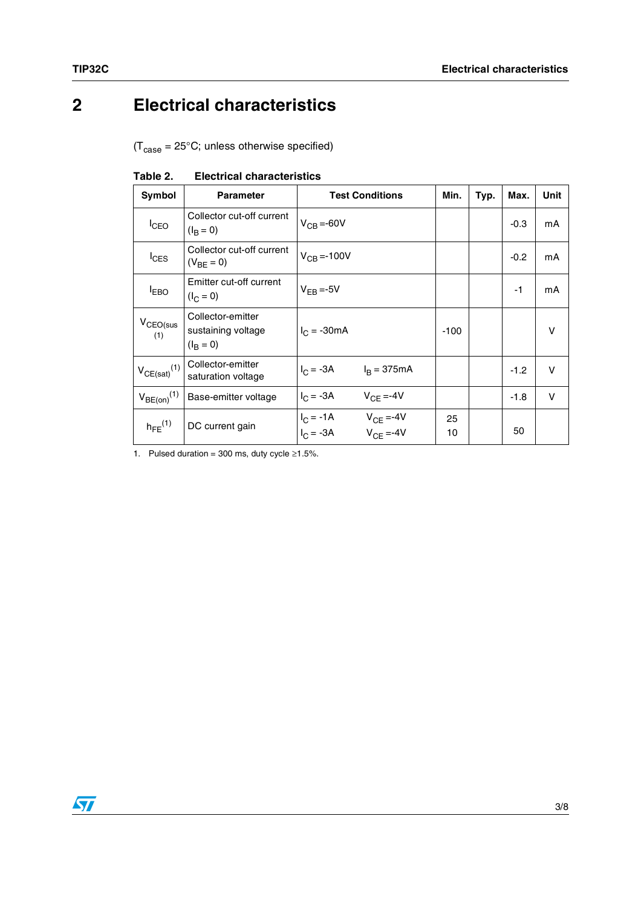# 2 Electrical characteristics

($T_{case}$ = 25°C; unless otherwise specified)

**Table 2. Electrical characteristics**

| Symbol | Parameter | Test Conditions | Min. | Typ. | Max. | Unit |
|---|---|---|---|---|---|---|
| $I_{CEO}$ | Collector cut-off current ($I_B = 0$) | $V_{CB}$ =-60V | | | -0.3 | mA |
| $I_{CES}$ | Collector cut-off current ($V_{BE} = 0$) | $V_{CB}$ =-100V | | | -0.2 | mA |
| $I_{EBO}$ | Emitter cut-off current ($I_C = 0$) | $V_{EB}$ =-5V | | | -1 | mA |
| $V_{CEO(sus)}$ (1) | Collector-emitter sustaining voltage ($I_B = 0$) | $I_C$ = -30mA | -100 | | | V |
| $V_{CE(sat)}$ (1) | Collector-emitter saturation voltage | $I_C$ = -3A $I_B$ = 375mA | | | -1.2 | V |
| $V_{BE(on)}$ (1) | Base-emitter voltage | $I_C$ = -3A $V_{CE}$ =-4V | | | -1.8 | V |
| $h_{FE}$ (1) | DC current gain | $I_C$ = -1A $V_{CE}$ =-4V<br>$I_C$ = -3A $V_{CE}$ =-4V | 25<br>10 | | 50 | |

1. Pulsed duration = 300 ms, duty cycle ≥1.5%.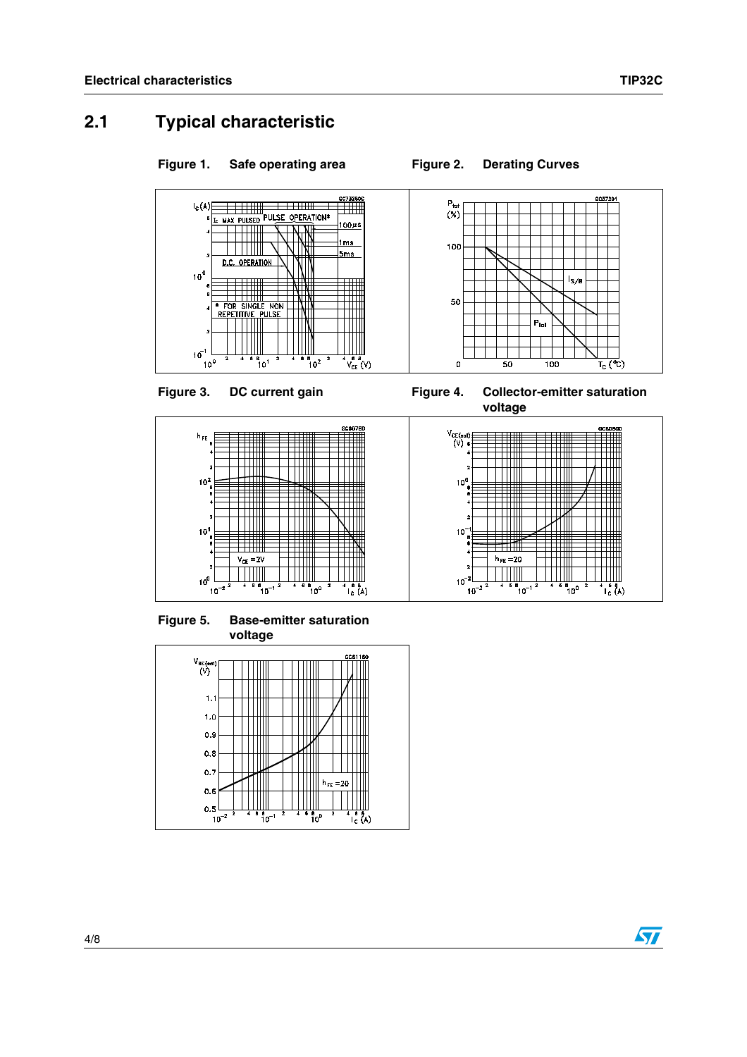## 2.1 Typical characteristic

**Figure 1. Safe operating area**

**Figure 2. Derating Curves**

**Figure 3. DC current gain**

**Figure 4. Collector-emitter saturation voltage**

**Figure 5. Base-emitter saturation voltage**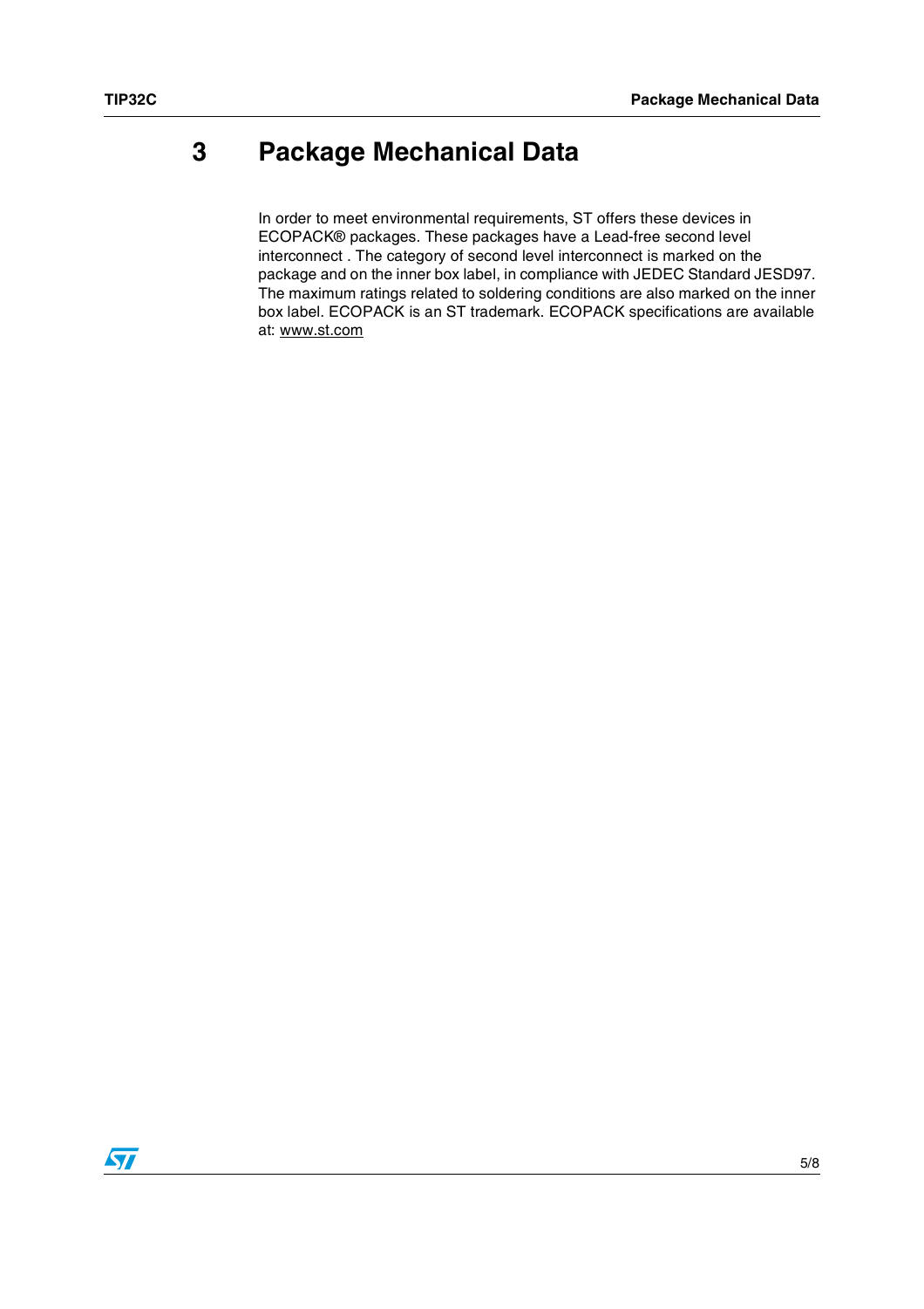# 3 Package Mechanical Data

In order to meet environmental requirements, ST offers these devices in ECOPACK® packages. These packages have a Lead-free second level interconnect . The category of second level interconnect is marked on the package and on the inner box label, in compliance with JEDEC Standard JESD97. The maximum ratings related to soldering conditions are also marked on the inner box label. ECOPACK is an ST trademark. ECOPACK specifications are available at: www.st.com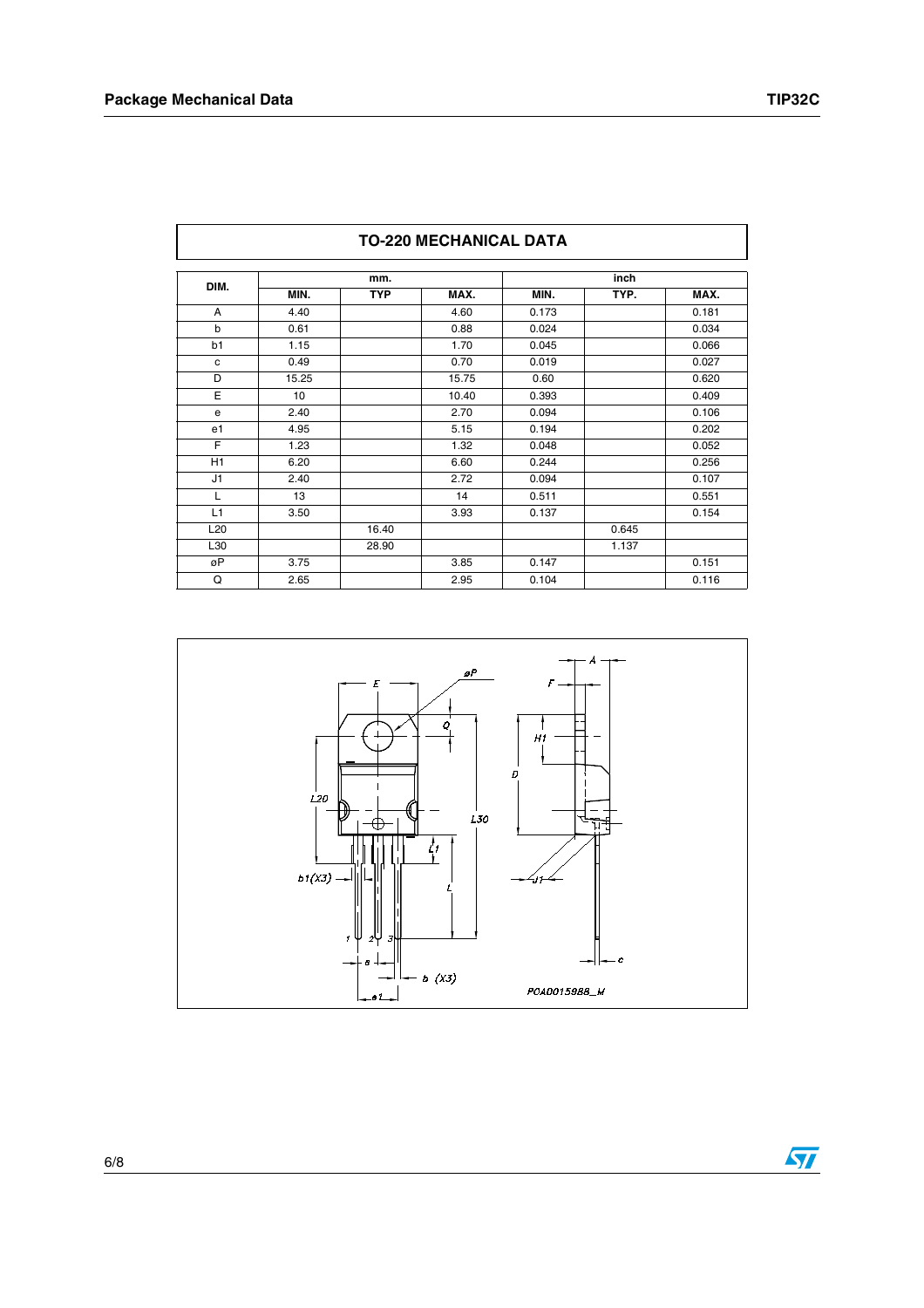## Package Mechanical Data

| TO-220 MECHANICAL DATA | | | | | | |
|---|---|---|---|---|---|---|
| DIM. | mm. | | | inch | | |
| | MIN. | TYP | MAX. | MIN. | TYP. | MAX. |
| A | 4.40 | | 4.60 | 0.173 | | 0.181 |
| b | 0.61 | | 0.88 | 0.024 | | 0.034 |
| b1 | 1.15 | | 1.70 | 0.045 | | 0.066 |
| c | 0.49 | | 0.70 | 0.019 | | 0.027 |
| D | 15.25 | | 15.75 | 0.60 | | 0.620 |
| E | 10 | | 10.40 | 0.393 | | 0.409 |
| e | 2.40 | | 2.70 | 0.094 | | 0.106 |
| e1 | 4.95 | | 5.15 | 0.194 | | 0.202 |
| F | 1.23 | | 1.32 | 0.048 | | 0.052 |
| H1 | 6.20 | | 6.60 | 0.244 | | 0.256 |
| J1 | 2.40 | | 2.72 | 0.094 | | 0.107 |
| L | 13 | | 14 | 0.511 | | 0.551 |
| L1 | 3.50 | | 3.93 | 0.137 | | 0.154 |
| L20 | | 16.40 | | | 0.645 | |
| L30 | | 28.90 | | | 1.137 | |
| øP | 3.75 | | 3.85 | 0.147 | | 0.151 |
| Q | 2.65 | | 2.95 | 0.104 | | 0.116 |

POA D015988_M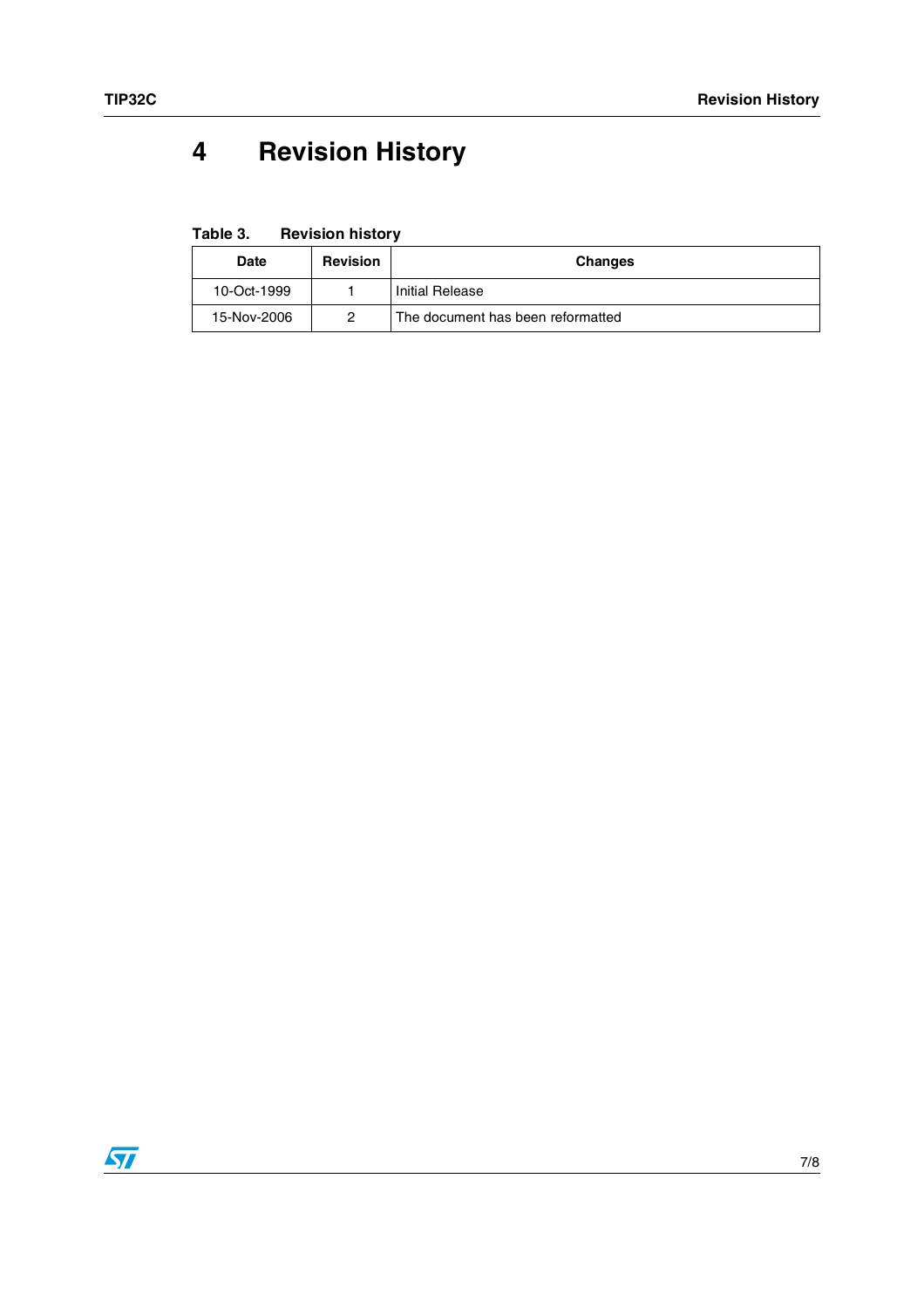# 4 Revision History

**Table 3. Revision history**

| Date | Revision | Changes |
|---|---|---|
| 10-Oct-1999 | 1 | Initial Release |
| 15-Nov-2006 | 2 | The document has been reformatted |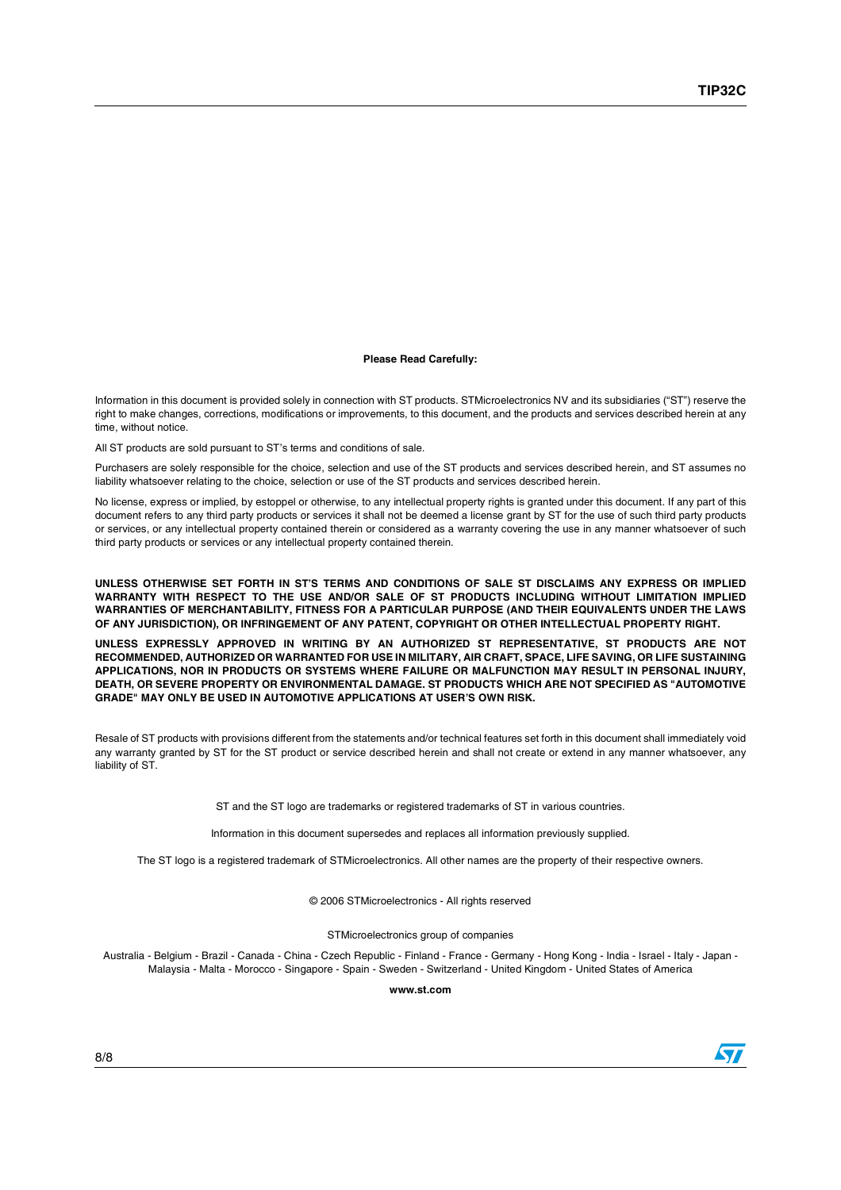**Please Read Carefully:**

Information in this document is provided solely in connection with ST products. STMicroelectronics NV and its subsidiaries ("ST") reserve the right to make changes, corrections, modifications or improvements, to this document, and the products and services described herein at any time, without notice.

All ST products are sold pursuant to ST's terms and conditions of sale.

Purchasers are solely responsible for the choice, selection and use of the ST products and services described herein, and ST assumes no liability whatsoever relating to the choice, selection or use of the ST products and services described herein.

No license, express or implied, by estoppel or otherwise, to any intellectual property rights is granted under this document. If any part of this document refers to any third party products or services it shall not be deemed a license grant by ST for the use of such third party products or services, or any intellectual property contained therein or considered as a warranty covering the use in any manner whatsoever of such third party products or services or any intellectual property contained therein.

**UNLESS OTHERWISE SET FORTH IN ST'S TERMS AND CONDITIONS OF SALE ST DISCLAIMS ANY EXPRESS OR IMPLIED WARRANTY WITH RESPECT TO THE USE AND/OR SALE OF ST PRODUCTS INCLUDING WITHOUT LIMITATION IMPLIED WARRANTIES OF MERCHANTABILITY, FITNESS FOR A PARTICULAR PURPOSE (AND THEIR EQUIVALENTS UNDER THE LAWS OF ANY JURISDICTION), OR INFRINGEMENT OF ANY PATENT, COPYRIGHT OR OTHER INTELLECTUAL PROPERTY RIGHT.**

**UNLESS EXPRESSLY APPROVED IN WRITING BY AN AUTHORIZED ST REPRESENTATIVE, ST PRODUCTS ARE NOT RECOMMENDED, AUTHORIZED OR WARRANTED FOR USE IN MILITARY, AIR CRAFT, SPACE, LIFE SAVING, OR LIFE SUSTAINING APPLICATIONS, NOR IN PRODUCTS OR SYSTEMS WHERE FAILURE OR MALFUNCTION MAY RESULT IN PERSONAL INJURY, DEATH, OR SEVERE PROPERTY OR ENVIRONMENTAL DAMAGE. ST PRODUCTS WHICH ARE NOT SPECIFIED AS "AUTOMOTIVE GRADE" MAY ONLY BE USED IN AUTOMOTIVE APPLICATIONS AT USER'S OWN RISK.**

Resale of ST products with provisions different from the statements and/or technical features set forth in this document shall immediately void any warranty granted by ST for the ST product or service described herein and shall not create or extend in any manner whatsoever, any liability of ST.

ST and the ST logo are trademarks or registered trademarks of ST in various countries.

Information in this document supersedes and replaces all information previously supplied.

The ST logo is a registered trademark of STMicroelectronics. All other names are the property of their respective owners.

© 2006 STMicroelectronics - All rights reserved

STMicroelectronics group of companies

Australia - Belgium - Brazil - Canada - China - Czech Republic - Finland - France - Germany - Hong Kong - India - Israel - Italy - Japan - Malaysia - Malta - Morocco - Singapore - Spain - Sweden - Switzerland - United Kingdom - United States of America

**www.st.com**